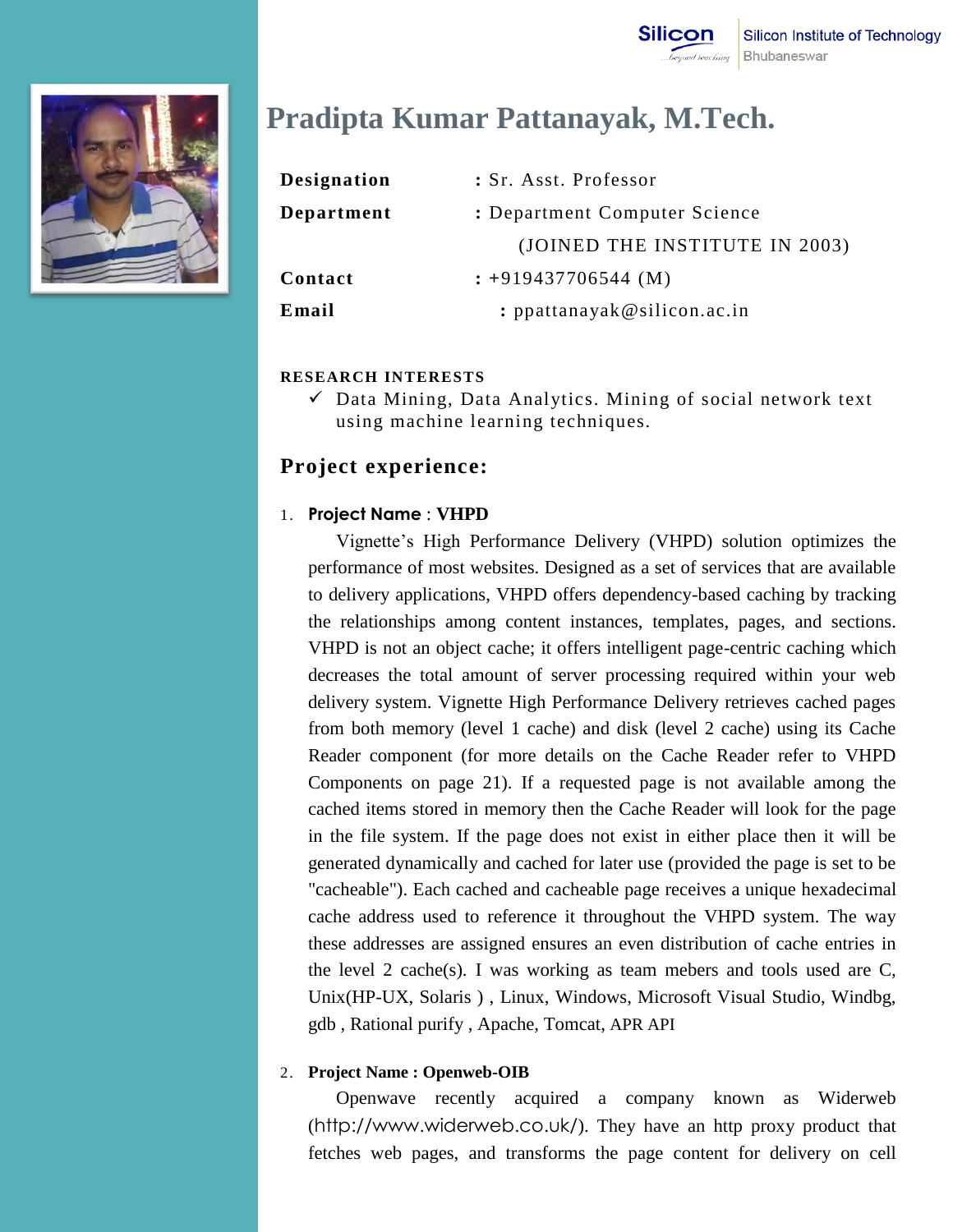Silicon Institute of Technology
Bhubaneswar

# Pradipta Kumar Pattanayak, M.Tech.

| | |
|---|---|
| **Designation** | : Sr. Asst. Professor |
| **Department** | : Department Computer Science (JOINED THE INSTITUTE IN 2003) |
| **Contact** | : +919437706544 (M) |
| **Email** | : ppattanayak@silicon.ac.in |

**RESEARCH INTERESTS**

- ✓ Data Mining, Data Analytics. Mining of social network text using machine learning techniques.

## Project experience:

1. **Project Name** : **VHPD**

   Vignette's High Performance Delivery (VHPD) solution optimizes the performance of most websites. Designed as a set of services that are available to delivery applications, VHPD offers dependency-based caching by tracking the relationships among content instances, templates, pages, and sections. VHPD is not an object cache; it offers intelligent page-centric caching which decreases the total amount of server processing required within your web delivery system. Vignette High Performance Delivery retrieves cached pages from both memory (level 1 cache) and disk (level 2 cache) using its Cache Reader component (for more details on the Cache Reader refer to VHPD Components on page 21). If a requested page is not available among the cached items stored in memory then the Cache Reader will look for the page in the file system. If the page does not exist in either place then it will be generated dynamically and cached for later use (provided the page is set to be "cacheable"). Each cached and cacheable page receives a unique hexadecimal cache address used to reference it throughout the VHPD system. The way these addresses are assigned ensures an even distribution of cache entries in the level 2 cache(s). I was working as team mebers and tools used are C, Unix(HP-UX, Solaris ) , Linux, Windows, Microsoft Visual Studio, Windbg, gdb , Rational purify , Apache, Tomcat, APR API

2. **Project Name : Openweb-OIB**

   Openwave recently acquired a company known as Widerweb (http://www.widerweb.co.uk/). They have an http proxy product that fetches web pages, and transforms the page content for delivery on cell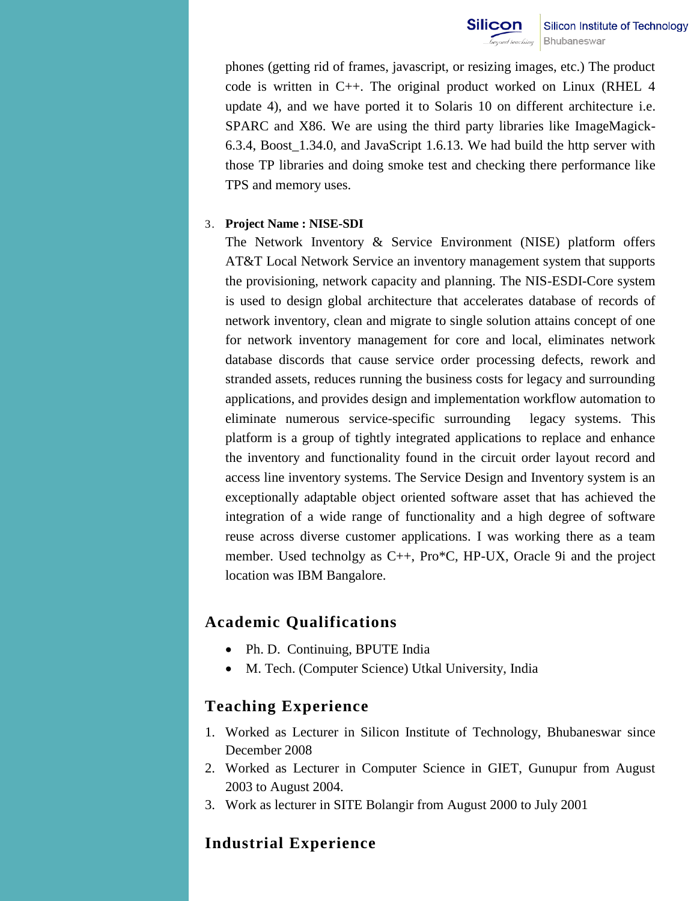phones (getting rid of frames, javascript, or resizing images, etc.) The product code is written in C++. The original product worked on Linux (RHEL 4 update 4), and we have ported it to Solaris 10 on different architecture i.e. SPARC and X86. We are using the third party libraries like ImageMagick-6.3.4, Boost_1.34.0, and JavaScript 1.6.13. We had build the http server with those TP libraries and doing smoke test and checking there performance like TPS and memory uses.

3. **Project Name : NISE-SDI**

   The Network Inventory & Service Environment (NISE) platform offers AT&T Local Network Service an inventory management system that supports the provisioning, network capacity and planning. The NIS-ESDI-Core system is used to design global architecture that accelerates database of records of network inventory, clean and migrate to single solution attains concept of one for network inventory management for core and local, eliminates network database discords that cause service order processing defects, rework and stranded assets, reduces running the business costs for legacy and surrounding applications, and provides design and implementation workflow automation to eliminate numerous service-specific surrounding legacy systems. This platform is a group of tightly integrated applications to replace and enhance the inventory and functionality found in the circuit order layout record and access line inventory systems. The Service Design and Inventory system is an exceptionally adaptable object oriented software asset that has achieved the integration of a wide range of functionality and a high degree of software reuse across diverse customer applications. I was working there as a team member. Used technolgy as C++, Pro*C, HP-UX, Oracle 9i and the project location was IBM Bangalore.

## Academic Qualifications

- Ph. D. Continuing, BPUTE India
- M. Tech. (Computer Science) Utkal University, India

## Teaching Experience

1. Worked as Lecturer in Silicon Institute of Technology, Bhubaneswar since December 2008
2. Worked as Lecturer in Computer Science in GIET, Gunupur from August 2003 to August 2004.
3. Work as lecturer in SITE Bolangir from August 2000 to July 2001

## Industrial Experience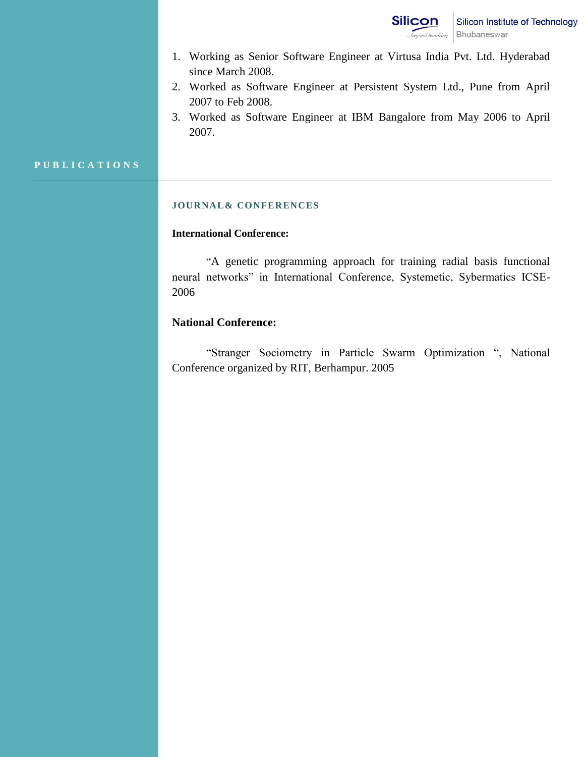1. Working as Senior Software Engineer at Virtusa India Pvt. Ltd. Hyderabad since March 2008.
2. Worked as Software Engineer at Persistent System Ltd., Pune from April 2007 to Feb 2008.
3. Worked as Software Engineer at IBM Bangalore from May 2006 to April 2007.

## PUBLICATIONS

### JOURNAL& CONFERENCES

**International Conference:**

"A genetic programming approach for training radial basis functional neural networks" in International Conference, Systemetic, Sybermatics ICSE-2006

**National Conference:**

"Stranger Sociometry in Particle Swarm Optimization ", National Conference organized by RIT, Berhampur. 2005